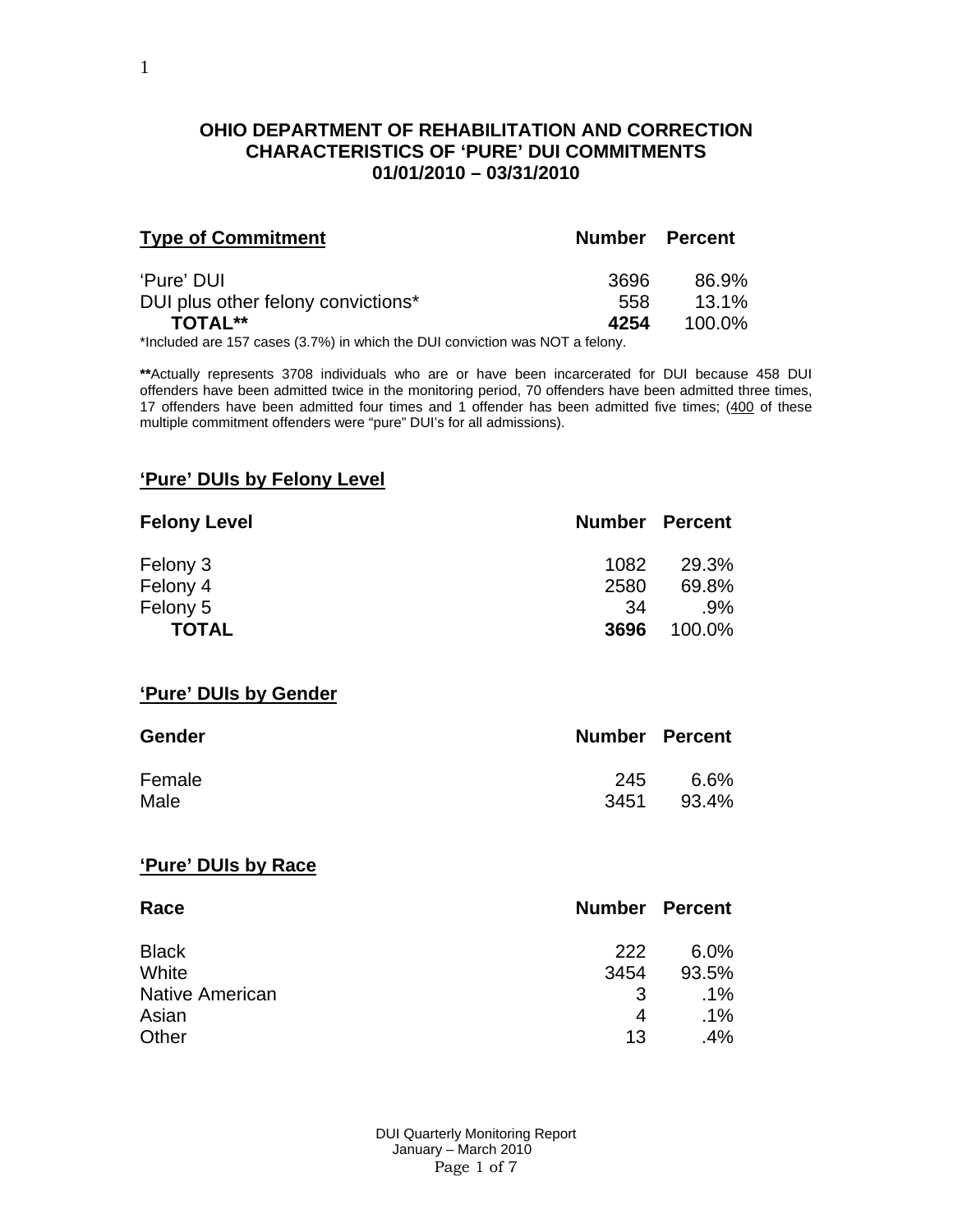# OHIO DEPARTMENT OF REHABILITATION AND CORRECTION
# CHARACTERISTICS OF 'PURE' DUI COMMITMENTS
# 01/01/2010 – 03/31/2010

| Type of Commitment | Number | Percent |
|---|---|---|
| 'Pure' DUI | 3696 | 86.9% |
| DUI plus other felony convictions* | 558 | 13.1% |
| **TOTAL**** | **4254** | 100.0% |

*Included are 157 cases (3.7%) in which the DUI conviction was NOT a felony.

**Actually represents 3708 individuals who are or have been incarcerated for DUI because 458 DUI offenders have been admitted twice in the monitoring period, 70 offenders have been admitted three times, 17 offenders have been admitted four times and 1 offender has been admitted five times; (400 of these multiple commitment offenders were "pure" DUI's for all admissions).

## 'Pure' DUIs by Felony Level

| Felony Level | Number | Percent |
|---|---|---|
| Felony 3 | 1082 | 29.3% |
| Felony 4 | 2580 | 69.8% |
| Felony 5 | 34 | .9% |
| **TOTAL** | **3696** | 100.0% |

## 'Pure' DUIs by Gender

| Gender | Number | Percent |
|---|---|---|
| Female | 245 | 6.6% |
| Male | 3451 | 93.4% |

## 'Pure' DUIs by Race

| Race | Number | Percent |
|---|---|---|
| Black | 222 | 6.0% |
| White | 3454 | 93.5% |
| Native American | 3 | .1% |
| Asian | 4 | .1% |
| Other | 13 | .4% |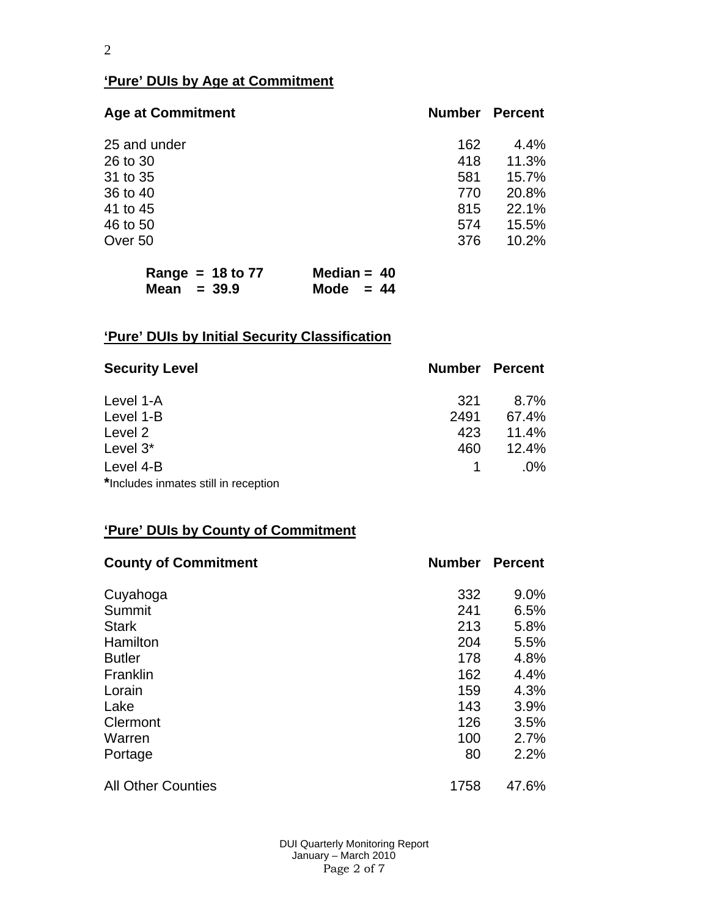## 'Pure' DUIs by Age at Commitment

| Age at Commitment | Number | Percent |
|---|---|---|
| 25 and under | 162 | 4.4% |
| 26 to 30 | 418 | 11.3% |
| 31 to 35 | 581 | 15.7% |
| 36 to 40 | 770 | 20.8% |
| 41 to 45 | 815 | 22.1% |
| 46 to 50 | 574 | 15.5% |
| Over 50 | 376 | 10.2% |

**Range = 18 to 77**  **Median = 40**
**Mean = 39.9**  **Mode = 44**

## 'Pure' DUIs by Initial Security Classification

| Security Level | Number | Percent |
|---|---|---|
| Level 1-A | 321 | 8.7% |
| Level 1-B | 2491 | 67.4% |
| Level 2 | 423 | 11.4% |
| Level 3* | 460 | 12.4% |
| Level 4-B | 1 | .0% |

*Includes inmates still in reception

## 'Pure' DUIs by County of Commitment

| County of Commitment | Number | Percent |
|---|---|---|
| Cuyahoga | 332 | 9.0% |
| Summit | 241 | 6.5% |
| Stark | 213 | 5.8% |
| Hamilton | 204 | 5.5% |
| Butler | 178 | 4.8% |
| Franklin | 162 | 4.4% |
| Lorain | 159 | 4.3% |
| Lake | 143 | 3.9% |
| Clermont | 126 | 3.5% |
| Warren | 100 | 2.7% |
| Portage | 80 | 2.2% |
| All Other Counties | 1758 | 47.6% |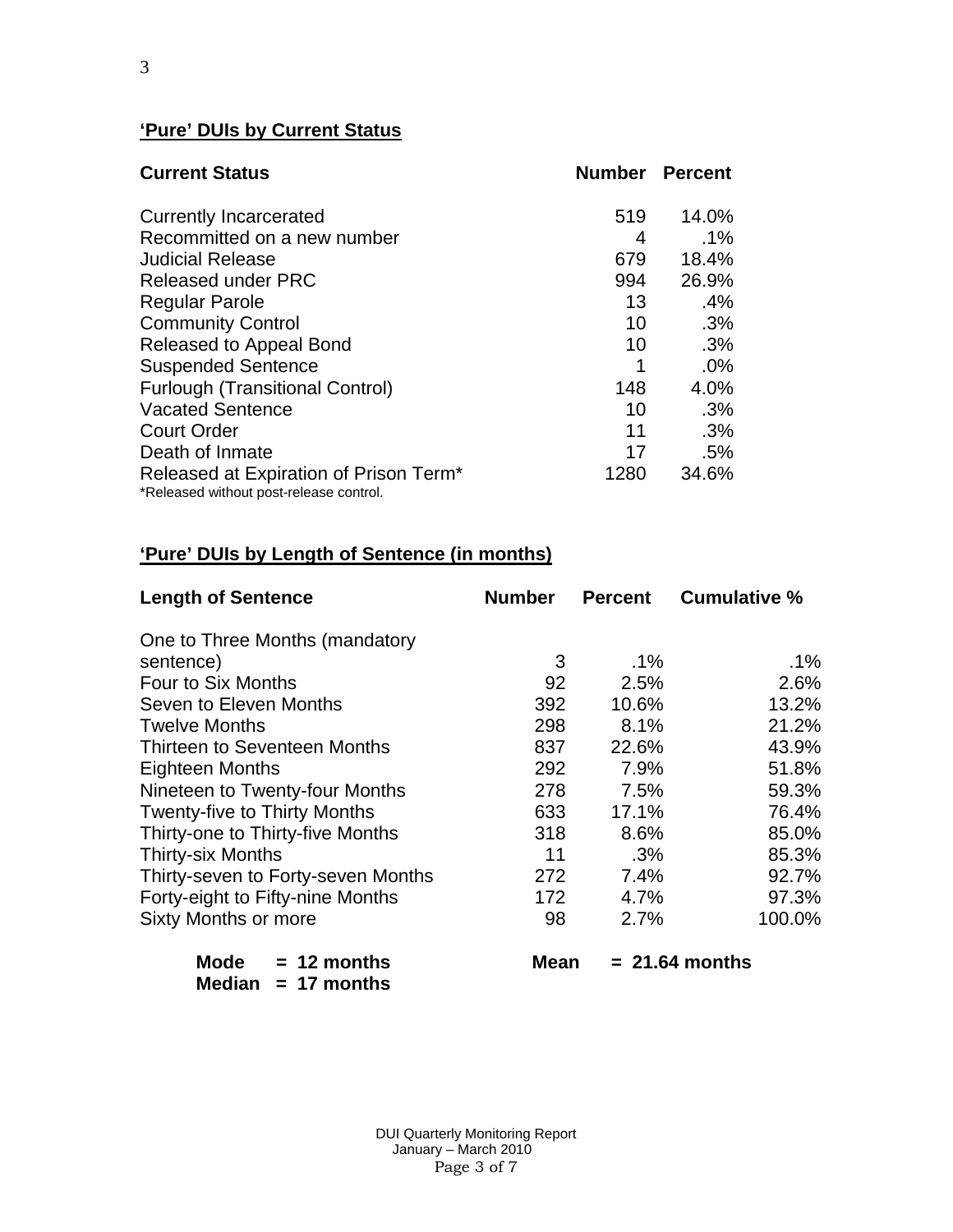## 'Pure' DUIs by Current Status

| Current Status | Number | Percent |
|---|---|---|
| Currently Incarcerated | 519 | 14.0% |
| Recommitted on a new number | 4 | .1% |
| Judicial Release | 679 | 18.4% |
| Released under PRC | 994 | 26.9% |
| Regular Parole | 13 | .4% |
| Community Control | 10 | .3% |
| Released to Appeal Bond | 10 | .3% |
| Suspended Sentence | 1 | .0% |
| Furlough (Transitional Control) | 148 | 4.0% |
| Vacated Sentence | 10 | .3% |
| Court Order | 11 | .3% |
| Death of Inmate | 17 | .5% |
| Released at Expiration of Prison Term* | 1280 | 34.6% |

*Released without post-release control.

## 'Pure' DUIs by Length of Sentence (in months)

| Length of Sentence | Number | Percent | Cumulative % |
|---|---|---|---|
| One to Three Months (mandatory sentence) | 3 | .1% | .1% |
| Four to Six Months | 92 | 2.5% | 2.6% |
| Seven to Eleven Months | 392 | 10.6% | 13.2% |
| Twelve Months | 298 | 8.1% | 21.2% |
| Thirteen to Seventeen Months | 837 | 22.6% | 43.9% |
| Eighteen Months | 292 | 7.9% | 51.8% |
| Nineteen to Twenty-four Months | 278 | 7.5% | 59.3% |
| Twenty-five to Thirty Months | 633 | 17.1% | 76.4% |
| Thirty-one to Thirty-five Months | 318 | 8.6% | 85.0% |
| Thirty-six Months | 11 | .3% | 85.3% |
| Thirty-seven to Forty-seven Months | 272 | 7.4% | 92.7% |
| Forty-eight to Fifty-nine Months | 172 | 4.7% | 97.3% |
| Sixty Months or more | 98 | 2.7% | 100.0% |

**Mode = 12 months** **Mean = 21.64 months**
**Median = 17 months**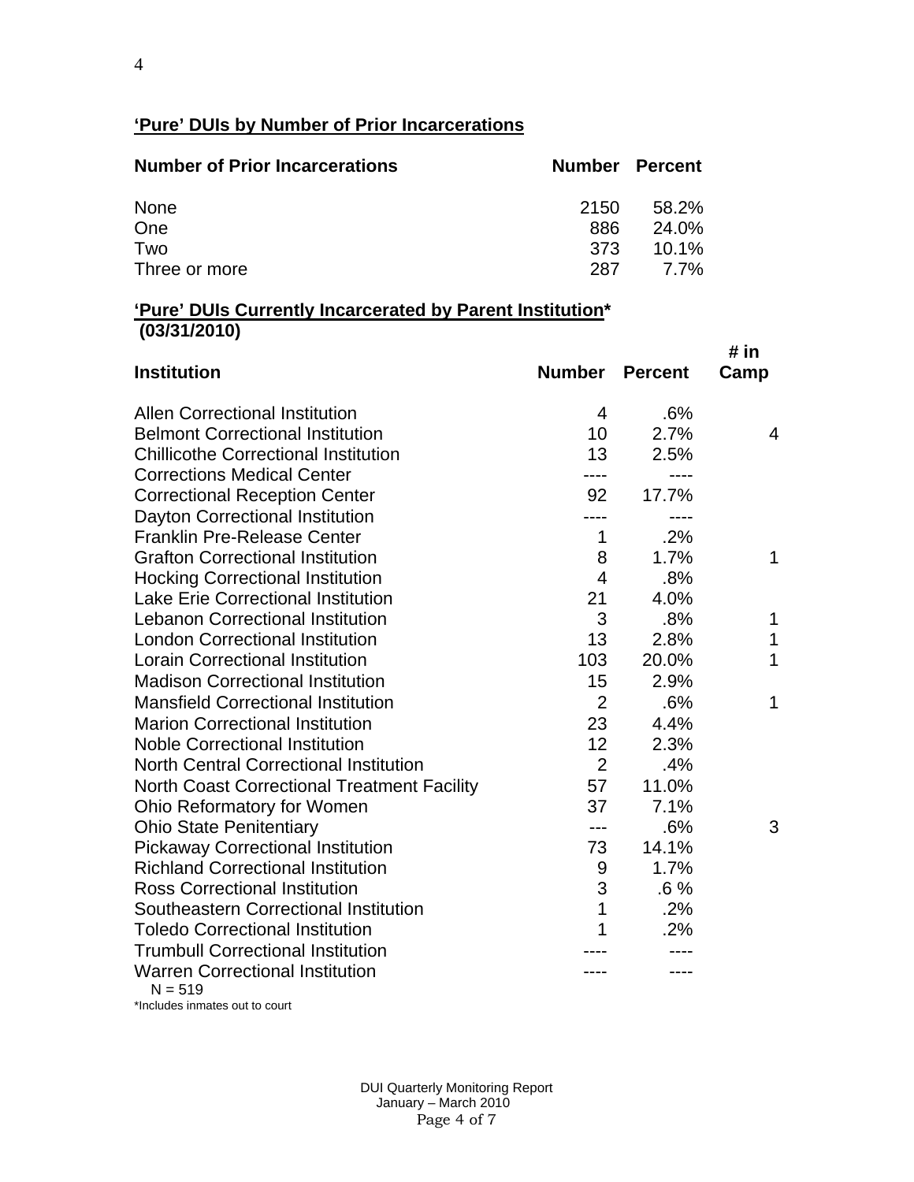## 'Pure' DUIs by Number of Prior Incarcerations

| Number of Prior Incarcerations | Number | Percent |
|---|---|---|
| None | 2150 | 58.2% |
| One | 886 | 24.0% |
| Two | 373 | 10.1% |
| Three or more | 287 | 7.7% |

## 'Pure' DUIs Currently Incarcerated by Parent Institution* (03/31/2010)

| Institution | Number | Percent | # in Camp |
|---|---|---|---|
| Allen Correctional Institution | 4 | .6% | |
| Belmont Correctional Institution | 10 | 2.7% | 4 |
| Chillicothe Correctional Institution | 13 | 2.5% | |
| Corrections Medical Center | ---- | ---- | |
| Correctional Reception Center | 92 | 17.7% | |
| Dayton Correctional Institution | ---- | ---- | |
| Franklin Pre-Release Center | 1 | .2% | |
| Grafton Correctional Institution | 8 | 1.7% | 1 |
| Hocking Correctional Institution | 4 | .8% | |
| Lake Erie Correctional Institution | 21 | 4.0% | |
| Lebanon Correctional Institution | 3 | .8% | 1 |
| London Correctional Institution | 13 | 2.8% | 1 |
| Lorain Correctional Institution | 103 | 20.0% | 1 |
| Madison Correctional Institution | 15 | 2.9% | |
| Mansfield Correctional Institution | 2 | .6% | 1 |
| Marion Correctional Institution | 23 | 4.4% | |
| Noble Correctional Institution | 12 | 2.3% | |
| North Central Correctional Institution | 2 | .4% | |
| North Coast Correctional Treatment Facility | 57 | 11.0% | |
| Ohio Reformatory for Women | 37 | 7.1% | |
| Ohio State Penitentiary | --- | .6% | 3 |
| Pickaway Correctional Institution | 73 | 14.1% | |
| Richland Correctional Institution | 9 | 1.7% | |
| Ross Correctional Institution | 3 | .6 % | |
| Southeastern Correctional Institution | 1 | .2% | |
| Toledo Correctional Institution | 1 | .2% | |
| Trumbull Correctional Institution | ---- | ---- | |
| Warren Correctional Institution | ---- | ---- | |

N = 519

*Includes inmates out to court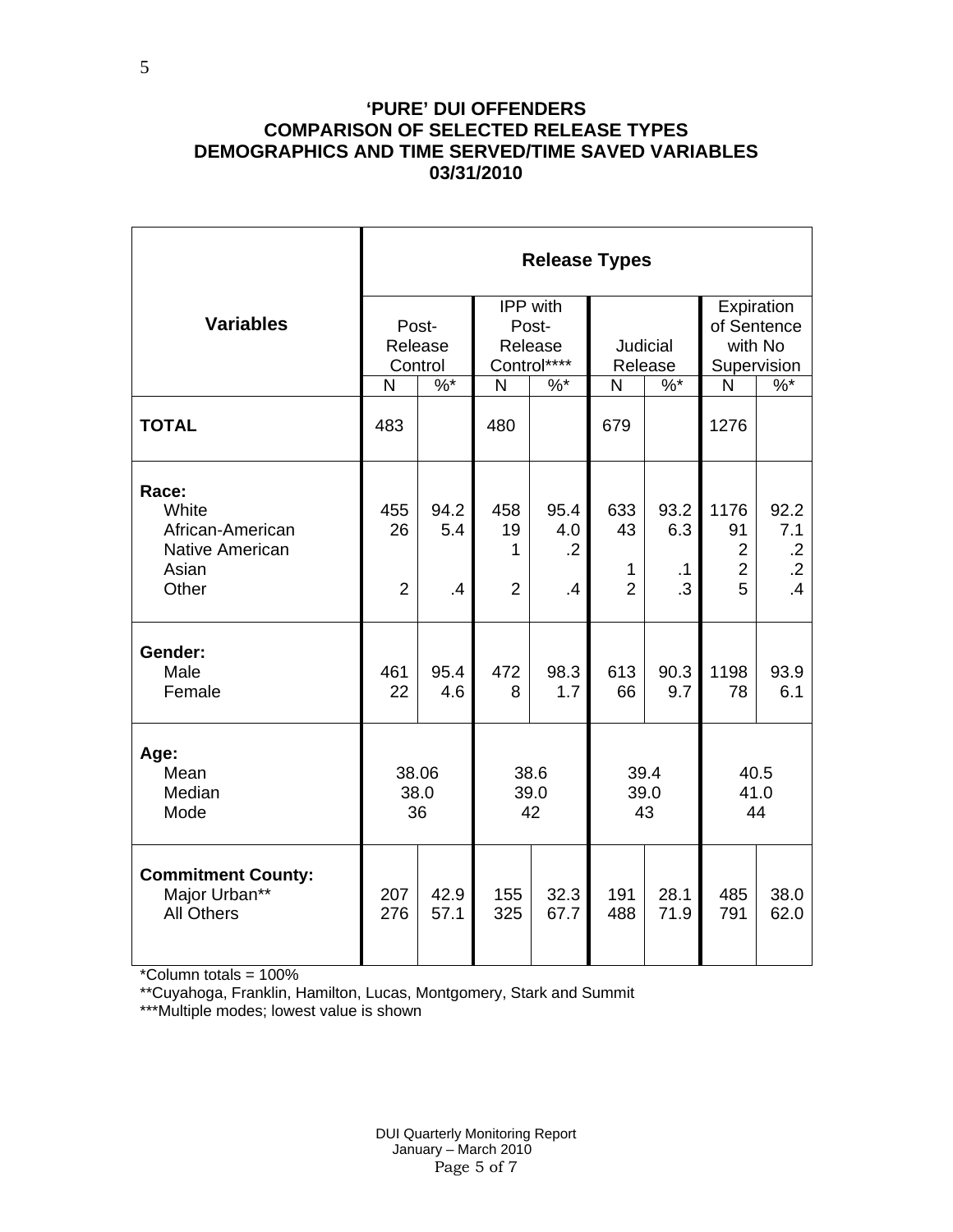**'PURE' DUI OFFENDERS
COMPARISON OF SELECTED RELEASE TYPES
DEMOGRAPHICS AND TIME SERVED/TIME SAVED VARIABLES
03/31/2010**

| Variables | Release Types | | | | | | | |
|---|---|---|---|---|---|---|---|---|
| | Post-Release Control | | IPP with Post-Release Control**** | | Judicial Release | | Expiration of Sentence with No Supervision | |
| | N | %* | N | %* | N | %* | N | %* |
| **TOTAL** | 483 | | 480 | | 679 | | 1276 | |
| **Race:** | | | | | | | | |
| White | 455 | 94.2 | 458 | 95.4 | 633 | 93.2 | 1176 | 92.2 |
| African-American | 26 | 5.4 | 19 | 4.0 | 43 | 6.3 | 91 | 7.1 |
| Native American | | | 1 | .2 | | | 2 | .2 |
| Asian | | | | | 1 | .1 | 2 | .2 |
| Other | 2 | .4 | 2 | .4 | 2 | .3 | 5 | .4 |
| **Gender:** | | | | | | | | |
| Male | 461 | 95.4 | 472 | 98.3 | 613 | 90.3 | 1198 | 93.9 |
| Female | 22 | 4.6 | 8 | 1.7 | 66 | 9.7 | 78 | 6.1 |
| **Age:** | | | | | | | | |
| Mean | 38.06 | | 38.6 | | 39.4 | | 40.5 | |
| Median | 38.0 | | 39.0 | | 39.0 | | 41.0 | |
| Mode | 36 | | 42 | | 43 | | 44 | |
| **Commitment County:** | | | | | | | | |
| Major Urban** | 207 | 42.9 | 155 | 32.3 | 191 | 28.1 | 485 | 38.0 |
| All Others | 276 | 57.1 | 325 | 67.7 | 488 | 71.9 | 791 | 62.0 |

*Column totals = 100%

**Cuyahoga, Franklin, Hamilton, Lucas, Montgomery, Stark and Summit

***Multiple modes; lowest value is shown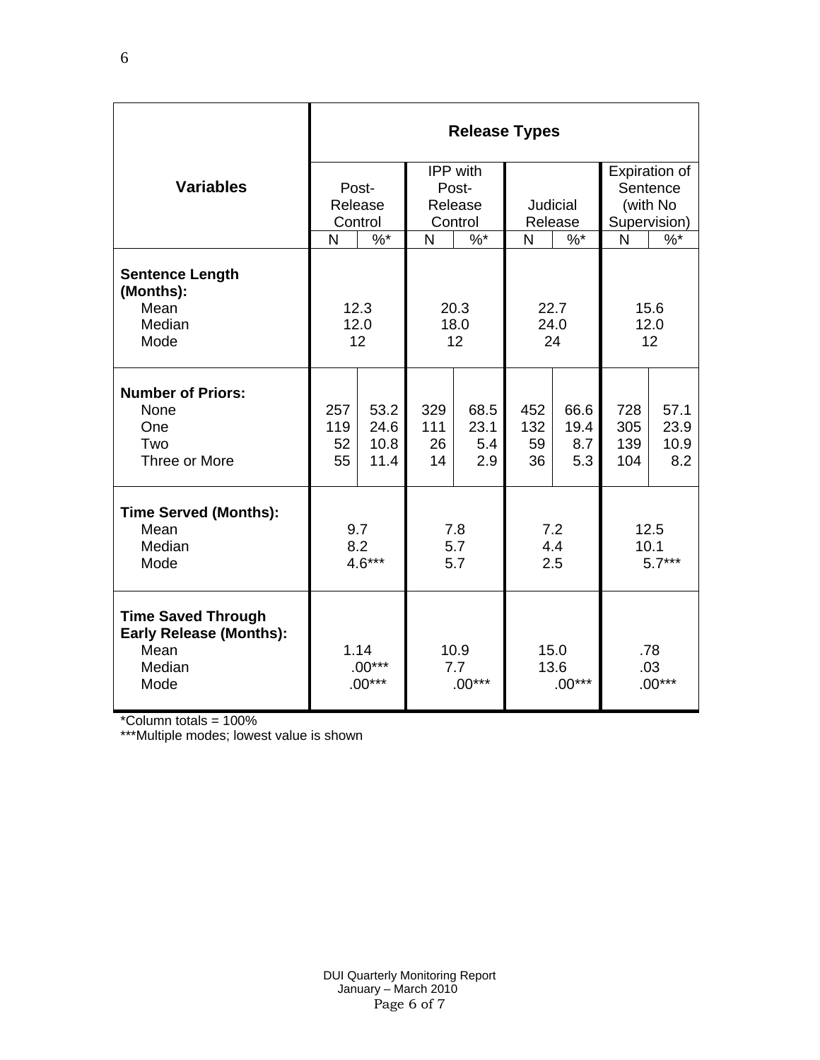| Variables | Release Types | | | | | | | |
|---|---|---|---|---|---|---|---|---|
| | Post-Release Control | | IPP with Post-Release Control | | Judicial Release | | Expiration of Sentence (with No Supervision) | |
| | N | %* | N | %* | N | %* | N | %* |
| **Sentence Length (Months):** | | | | | | | | |
| Mean | 12.3 | | 20.3 | | 22.7 | | 15.6 | |
| Median | 12.0 | | 18.0 | | 24.0 | | 12.0 | |
| Mode | 12 | | 12 | | 24 | | 12 | |
| **Number of Priors:** | | | | | | | | |
| None | 257 | 53.2 | 329 | 68.5 | 452 | 66.6 | 728 | 57.1 |
| One | 119 | 24.6 | 111 | 23.1 | 132 | 19.4 | 305 | 23.9 |
| Two | 52 | 10.8 | 26 | 5.4 | 59 | 8.7 | 139 | 10.9 |
| Three or More | 55 | 11.4 | 14 | 2.9 | 36 | 5.3 | 104 | 8.2 |
| **Time Served (Months):** | | | | | | | | |
| Mean | 9.7 | | 7.8 | | 7.2 | | 12.5 | |
| Median | 8.2 | | 5.7 | | 4.4 | | 10.1 | |
| Mode | 4.6*** | | 5.7 | | 2.5 | | 5.7*** | |
| **Time Saved Through Early Release (Months):** | | | | | | | | |
| Mean | 1.14 | | 10.9 | | 15.0 | | .78 | |
| Median | .00*** | | 7.7 | | 13.6 | | .03 | |
| Mode | .00*** | | .00*** | | .00*** | | .00*** | |

*Column totals = 100%

***Multiple modes; lowest value is shown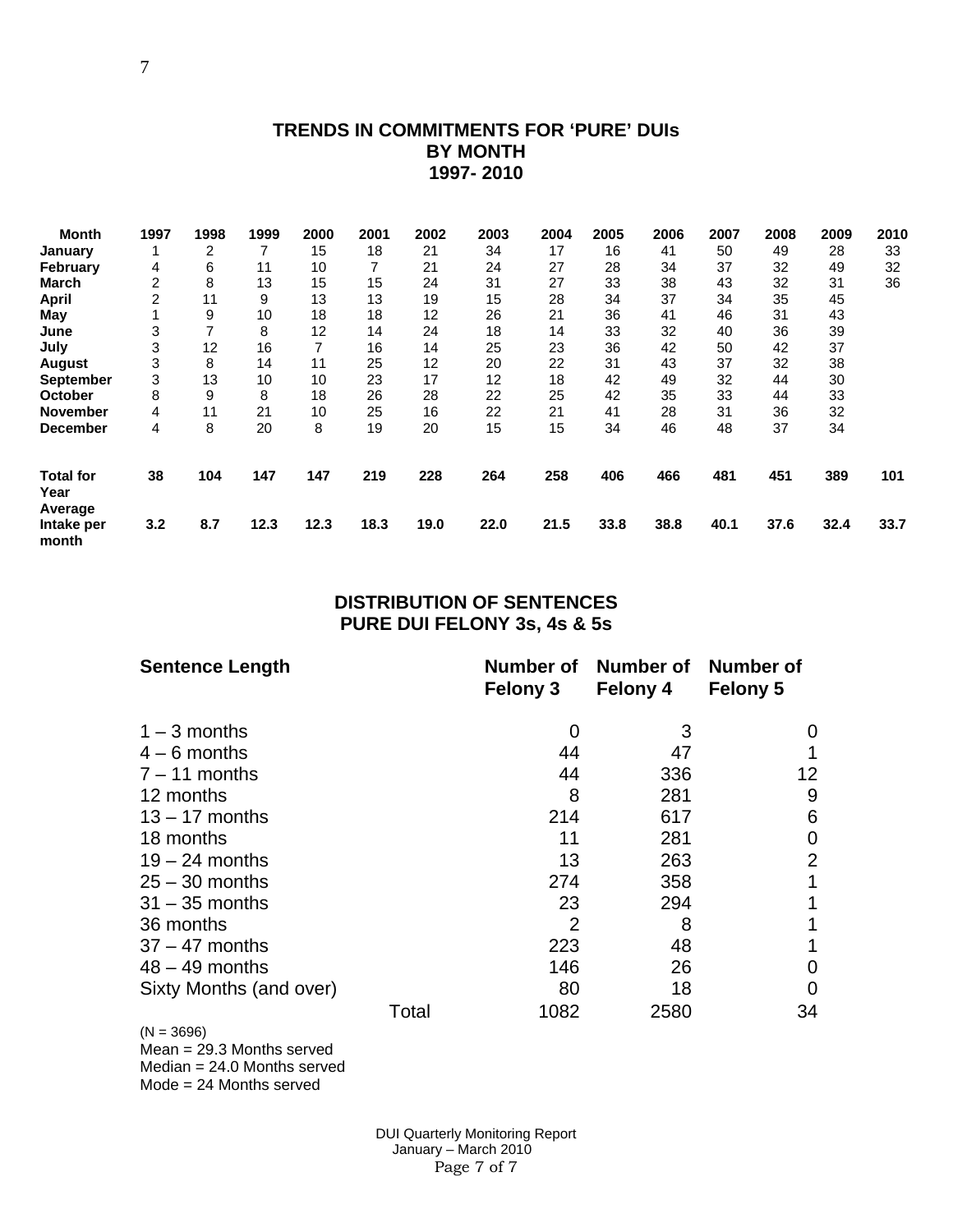## TRENDS IN COMMITMENTS FOR 'PURE' DUIs BY MONTH 1997- 2010

| Month | 1997 | 1998 | 1999 | 2000 | 2001 | 2002 | 2003 | 2004 | 2005 | 2006 | 2007 | 2008 | 2009 | 2010 |
|---|---|---|---|---|---|---|---|---|---|---|---|---|---|---|
| January | 1 | 2 | 7 | 15 | 18 | 21 | 34 | 17 | 16 | 41 | 50 | 49 | 28 | 33 |
| February | 4 | 6 | 11 | 10 | 7 | 21 | 24 | 27 | 28 | 34 | 37 | 32 | 49 | 32 |
| March | 2 | 8 | 13 | 15 | 15 | 24 | 31 | 27 | 33 | 38 | 43 | 32 | 31 | 36 |
| April | 2 | 11 | 9 | 13 | 13 | 19 | 15 | 28 | 34 | 37 | 34 | 35 | 45 | |
| May | 1 | 9 | 10 | 18 | 18 | 12 | 26 | 21 | 36 | 41 | 46 | 31 | 43 | |
| June | 3 | 7 | 8 | 12 | 14 | 24 | 18 | 14 | 33 | 32 | 40 | 36 | 39 | |
| July | 3 | 12 | 16 | 7 | 16 | 14 | 25 | 23 | 36 | 42 | 50 | 42 | 37 | |
| August | 3 | 8 | 14 | 11 | 25 | 12 | 20 | 22 | 31 | 43 | 37 | 32 | 38 | |
| September | 3 | 13 | 10 | 10 | 23 | 17 | 12 | 18 | 42 | 49 | 32 | 44 | 30 | |
| October | 8 | 9 | 8 | 18 | 26 | 28 | 22 | 25 | 42 | 35 | 33 | 44 | 33 | |
| November | 4 | 11 | 21 | 10 | 25 | 16 | 22 | 21 | 41 | 28 | 31 | 36 | 32 | |
| December | 4 | 8 | 20 | 8 | 19 | 20 | 15 | 15 | 34 | 46 | 48 | 37 | 34 | |
| **Total for Year** | **38** | **104** | **147** | **147** | **219** | **228** | **264** | **258** | **406** | **466** | **481** | **451** | **389** | **101** |
| **Average Intake per month** | **3.2** | **8.7** | **12.3** | **12.3** | **18.3** | **19.0** | **22.0** | **21.5** | **33.8** | **38.8** | **40.1** | **37.6** | **32.4** | **33.7** |

## DISTRIBUTION OF SENTENCES PURE DUI FELONY 3s, 4s & 5s

| Sentence Length | Number of Felony 3 | Number of Felony 4 | Number of Felony 5 |
|---|---|---|---|
| 1 – 3 months | 0 | 3 | 0 |
| 4 – 6 months | 44 | 47 | 1 |
| 7 – 11 months | 44 | 336 | 12 |
| 12 months | 8 | 281 | 9 |
| 13 – 17 months | 214 | 617 | 6 |
| 18 months | 11 | 281 | 0 |
| 19 – 24 months | 13 | 263 | 2 |
| 25 – 30 months | 274 | 358 | 1 |
| 31 – 35 months | 23 | 294 | 1 |
| 36 months | 2 | 8 | 1 |
| 37 – 47 months | 223 | 48 | 1 |
| 48 – 49 months | 146 | 26 | 0 |
| Sixty Months (and over) | 80 | 18 | 0 |
| Total | 1082 | 2580 | 34 |

(N = 3696)
Mean = 29.3 Months served
Median = 24.0 Months served
Mode = 24 Months served